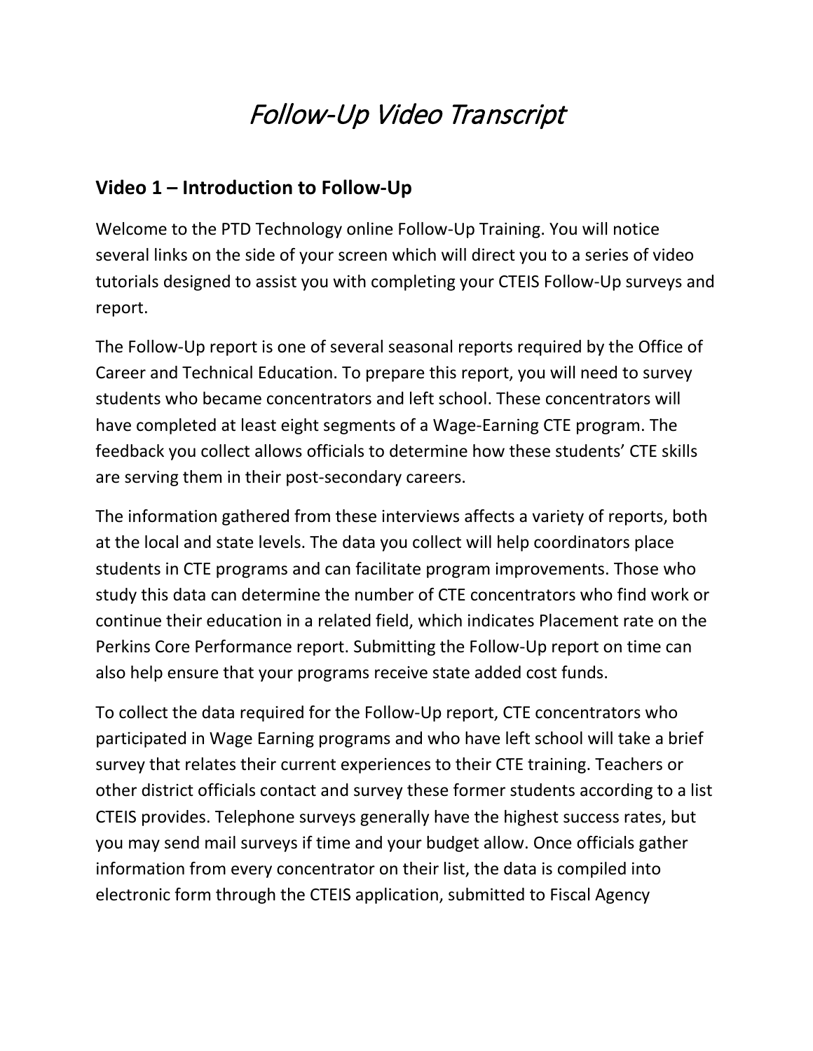# *Follow-Up Video Transcript*

## Video 1 – Introduction to Follow-Up

Welcome to the PTD Technology online Follow-Up Training. You will notice several links on the side of your screen which will direct you to a series of video tutorials designed to assist you with completing your CTEIS Follow-Up surveys and report.

The Follow-Up report is one of several seasonal reports required by the Office of Career and Technical Education. To prepare this report, you will need to survey students who became concentrators and left school. These concentrators will have completed at least eight segments of a Wage-Earning CTE program. The feedback you collect allows officials to determine how these students' CTE skills are serving them in their post-secondary careers.

The information gathered from these interviews affects a variety of reports, both at the local and state levels. The data you collect will help coordinators place students in CTE programs and can facilitate program improvements. Those who study this data can determine the number of CTE concentrators who find work or continue their education in a related field, which indicates Placement rate on the Perkins Core Performance report. Submitting the Follow-Up report on time can also help ensure that your programs receive state added cost funds.

To collect the data required for the Follow-Up report, CTE concentrators who participated in Wage Earning programs and who have left school will take a brief survey that relates their current experiences to their CTE training. Teachers or other district officials contact and survey these former students according to a list CTEIS provides. Telephone surveys generally have the highest success rates, but you may send mail surveys if time and your budget allow. Once officials gather information from every concentrator on their list, the data is compiled into electronic form through the CTEIS application, submitted to Fiscal Agency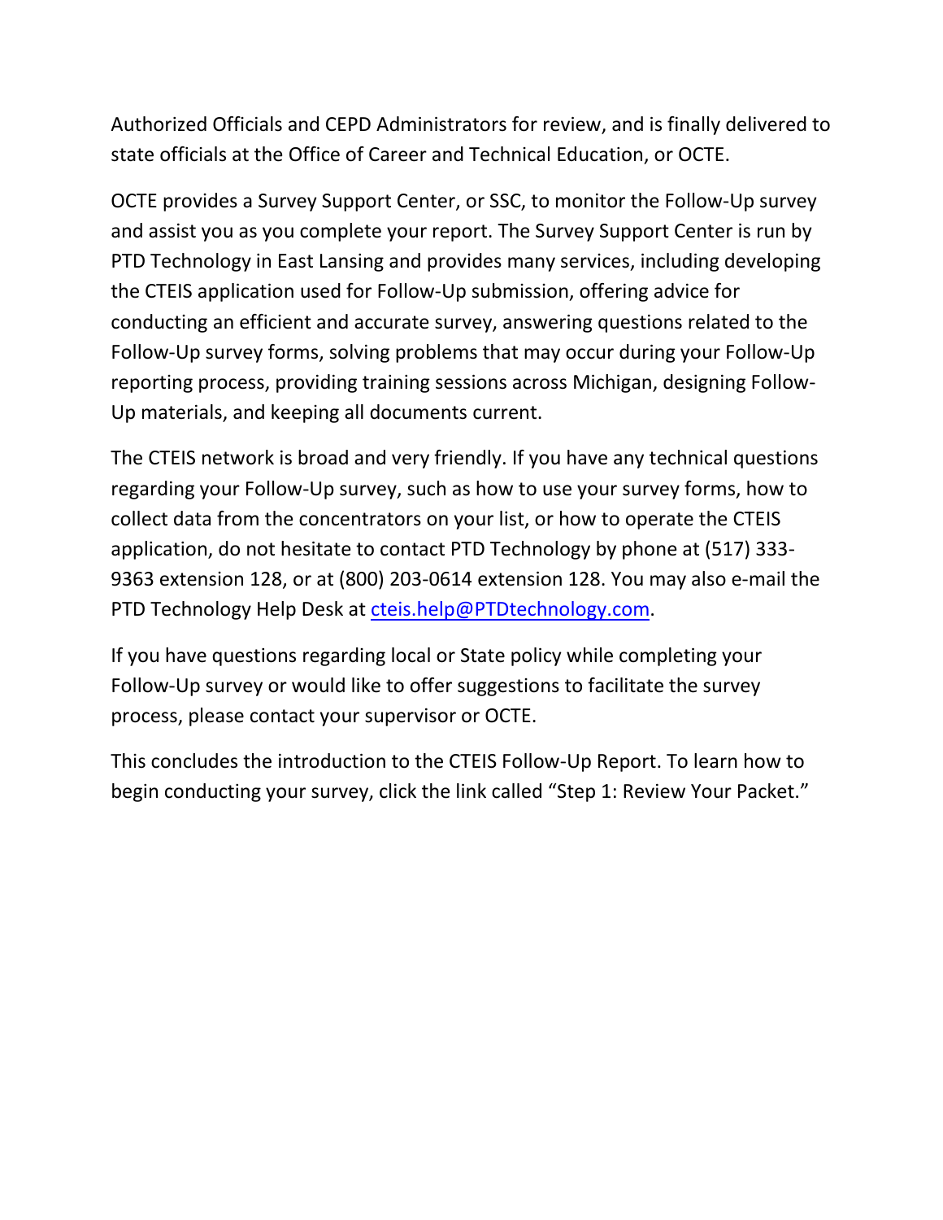Authorized Officials and CEPD Administrators for review, and is finally delivered to state officials at the Office of Career and Technical Education, or OCTE.

OCTE provides a Survey Support Center, or SSC, to monitor the Follow-Up survey and assist you as you complete your report. The Survey Support Center is run by PTD Technology in East Lansing and provides many services, including developing the CTEIS application used for Follow-Up submission, offering advice for conducting an efficient and accurate survey, answering questions related to the Follow-Up survey forms, solving problems that may occur during your Follow-Up reporting process, providing training sessions across Michigan, designing Follow-Up materials, and keeping all documents current.

The CTEIS network is broad and very friendly. If you have any technical questions regarding your Follow-Up survey, such as how to use your survey forms, how to collect data from the concentrators on your list, or how to operate the CTEIS application, do not hesitate to contact PTD Technology by phone at (517) 333-9363 extension 128, or at (800) 203-0614 extension 128. You may also e-mail the PTD Technology Help Desk at cteis.help@PTDtechnology.com.

If you have questions regarding local or State policy while completing your Follow-Up survey or would like to offer suggestions to facilitate the survey process, please contact your supervisor or OCTE.

This concludes the introduction to the CTEIS Follow-Up Report. To learn how to begin conducting your survey, click the link called “Step 1: Review Your Packet.”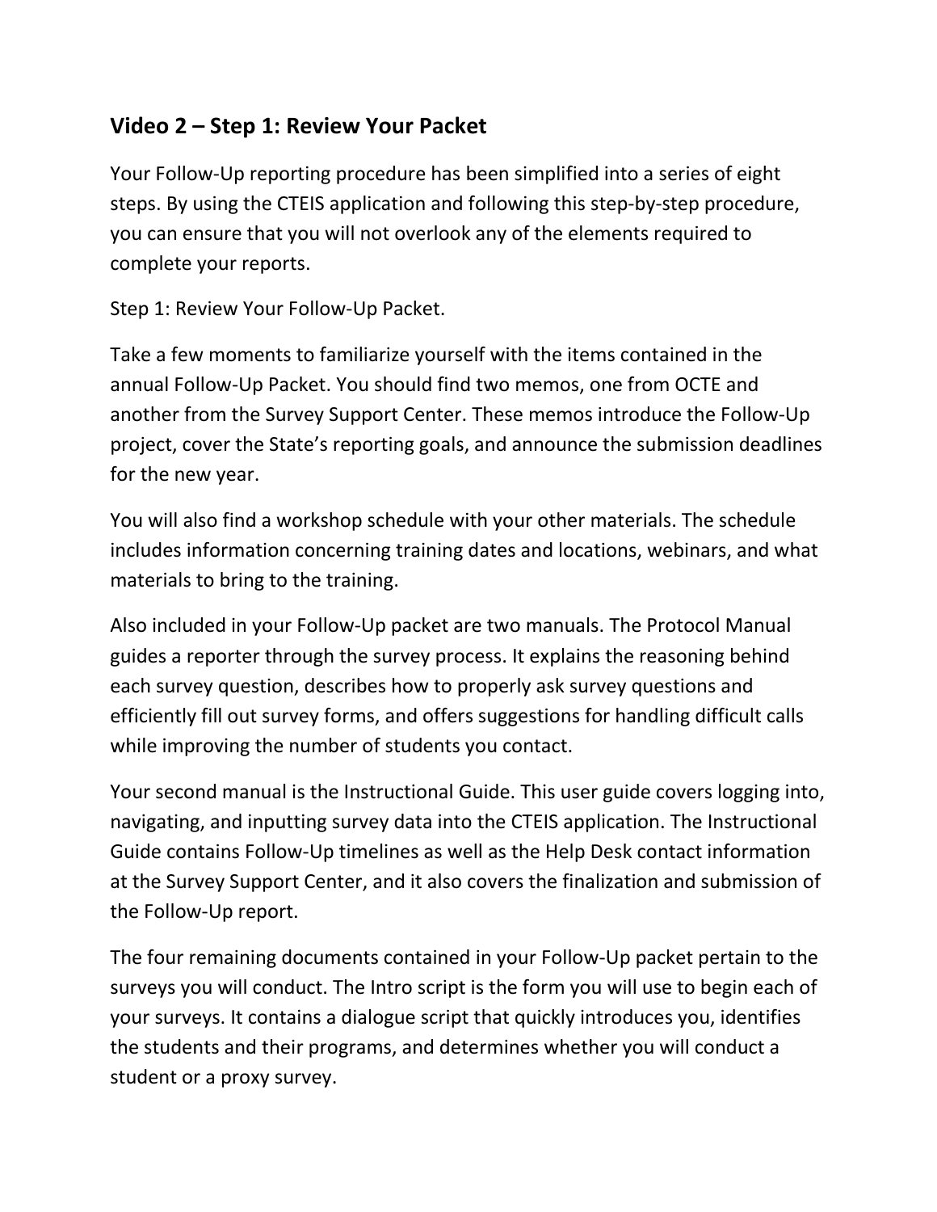## Video 2 – Step 1: Review Your Packet

Your Follow-Up reporting procedure has been simplified into a series of eight steps. By using the CTEIS application and following this step-by-step procedure, you can ensure that you will not overlook any of the elements required to complete your reports.

Step 1: Review Your Follow-Up Packet.

Take a few moments to familiarize yourself with the items contained in the annual Follow-Up Packet. You should find two memos, one from OCTE and another from the Survey Support Center. These memos introduce the Follow-Up project, cover the State's reporting goals, and announce the submission deadlines for the new year.

You will also find a workshop schedule with your other materials. The schedule includes information concerning training dates and locations, webinars, and what materials to bring to the training.

Also included in your Follow-Up packet are two manuals. The Protocol Manual guides a reporter through the survey process. It explains the reasoning behind each survey question, describes how to properly ask survey questions and efficiently fill out survey forms, and offers suggestions for handling difficult calls while improving the number of students you contact.

Your second manual is the Instructional Guide. This user guide covers logging into, navigating, and inputting survey data into the CTEIS application. The Instructional Guide contains Follow-Up timelines as well as the Help Desk contact information at the Survey Support Center, and it also covers the finalization and submission of the Follow-Up report.

The four remaining documents contained in your Follow-Up packet pertain to the surveys you will conduct. The Intro script is the form you will use to begin each of your surveys. It contains a dialogue script that quickly introduces you, identifies the students and their programs, and determines whether you will conduct a student or a proxy survey.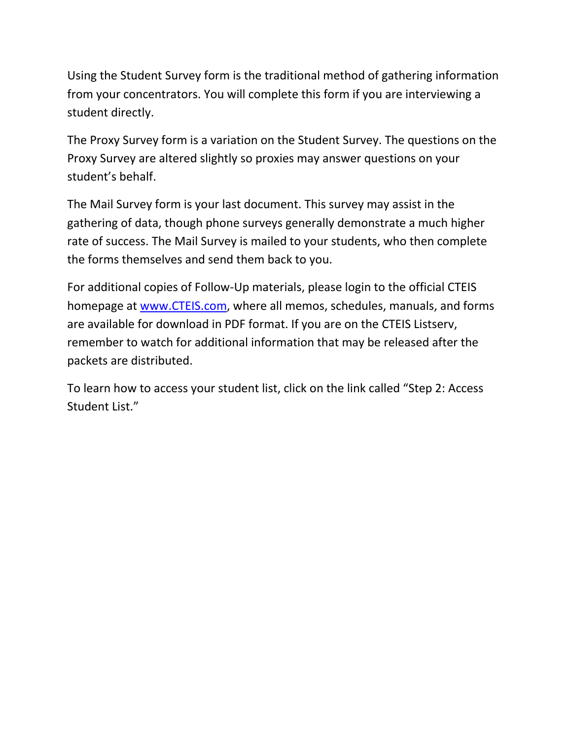Using the Student Survey form is the traditional method of gathering information from your concentrators. You will complete this form if you are interviewing a student directly.

The Proxy Survey form is a variation on the Student Survey. The questions on the Proxy Survey are altered slightly so proxies may answer questions on your student's behalf.

The Mail Survey form is your last document. This survey may assist in the gathering of data, though phone surveys generally demonstrate a much higher rate of success. The Mail Survey is mailed to your students, who then complete the forms themselves and send them back to you.

For additional copies of Follow-Up materials, please login to the official CTEIS homepage at [www.CTEIS.com](http://www.CTEIS.com), where all memos, schedules, manuals, and forms are available for download in PDF format. If you are on the CTEIS Listserv, remember to watch for additional information that may be released after the packets are distributed.

To learn how to access your student list, click on the link called "Step 2: Access Student List."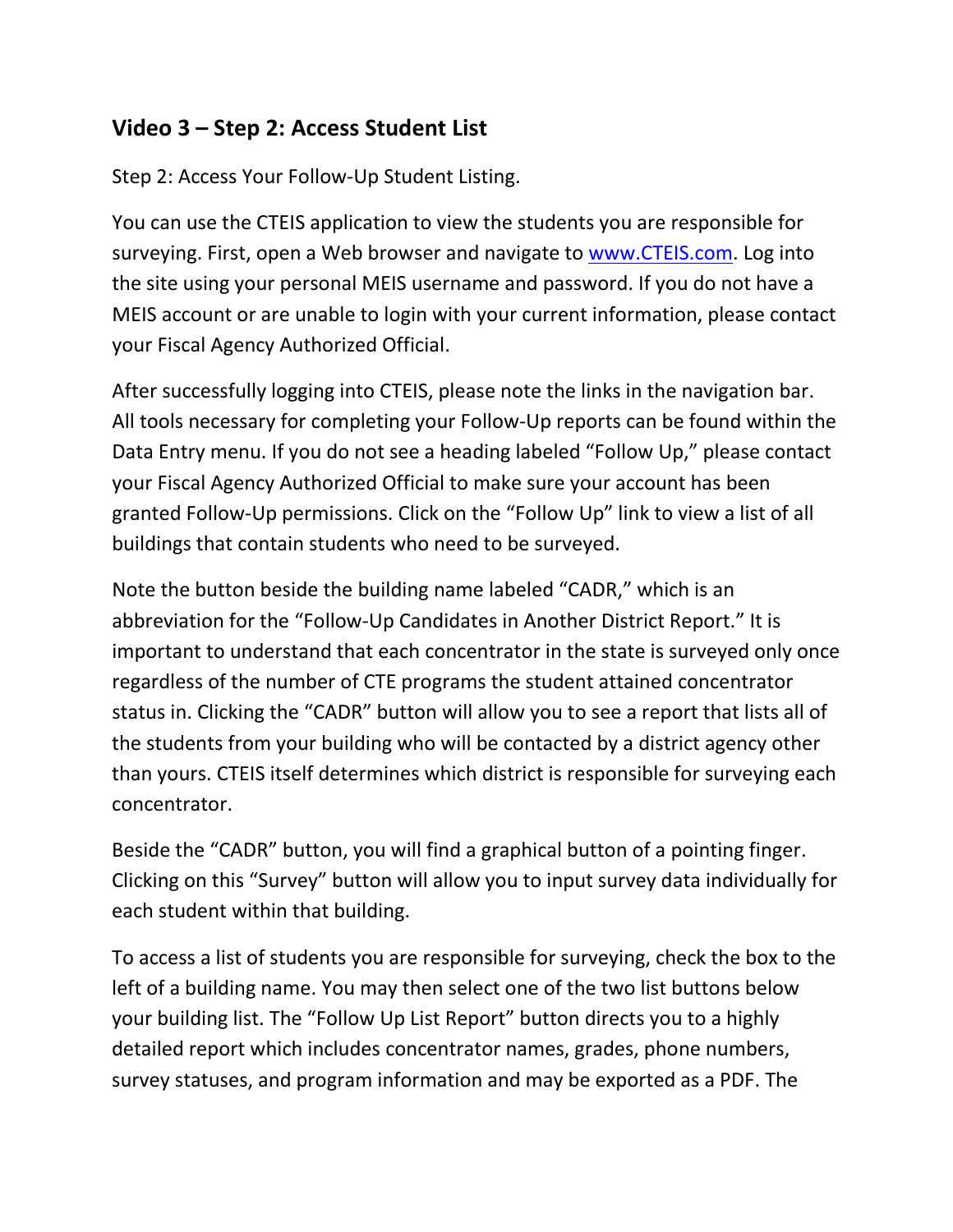## Video 3 – Step 2: Access Student List

Step 2: Access Your Follow-Up Student Listing.

You can use the CTEIS application to view the students you are responsible for surveying. First, open a Web browser and navigate to [www.CTEIS.com](http://www.CTEIS.com). Log into the site using your personal MEIS username and password. If you do not have a MEIS account or are unable to login with your current information, please contact your Fiscal Agency Authorized Official.

After successfully logging into CTEIS, please note the links in the navigation bar. All tools necessary for completing your Follow-Up reports can be found within the Data Entry menu. If you do not see a heading labeled "Follow Up," please contact your Fiscal Agency Authorized Official to make sure your account has been granted Follow-Up permissions. Click on the "Follow Up" link to view a list of all buildings that contain students who need to be surveyed.

Note the button beside the building name labeled "CADR," which is an abbreviation for the "Follow-Up Candidates in Another District Report." It is important to understand that each concentrator in the state is surveyed only once regardless of the number of CTE programs the student attained concentrator status in. Clicking the "CADR" button will allow you to see a report that lists all of the students from your building who will be contacted by a district agency other than yours. CTEIS itself determines which district is responsible for surveying each concentrator.

Beside the "CADR" button, you will find a graphical button of a pointing finger. Clicking on this "Survey" button will allow you to input survey data individually for each student within that building.

To access a list of students you are responsible for surveying, check the box to the left of a building name. You may then select one of the two list buttons below your building list. The "Follow Up List Report" button directs you to a highly detailed report which includes concentrator names, grades, phone numbers, survey statuses, and program information and may be exported as a PDF. The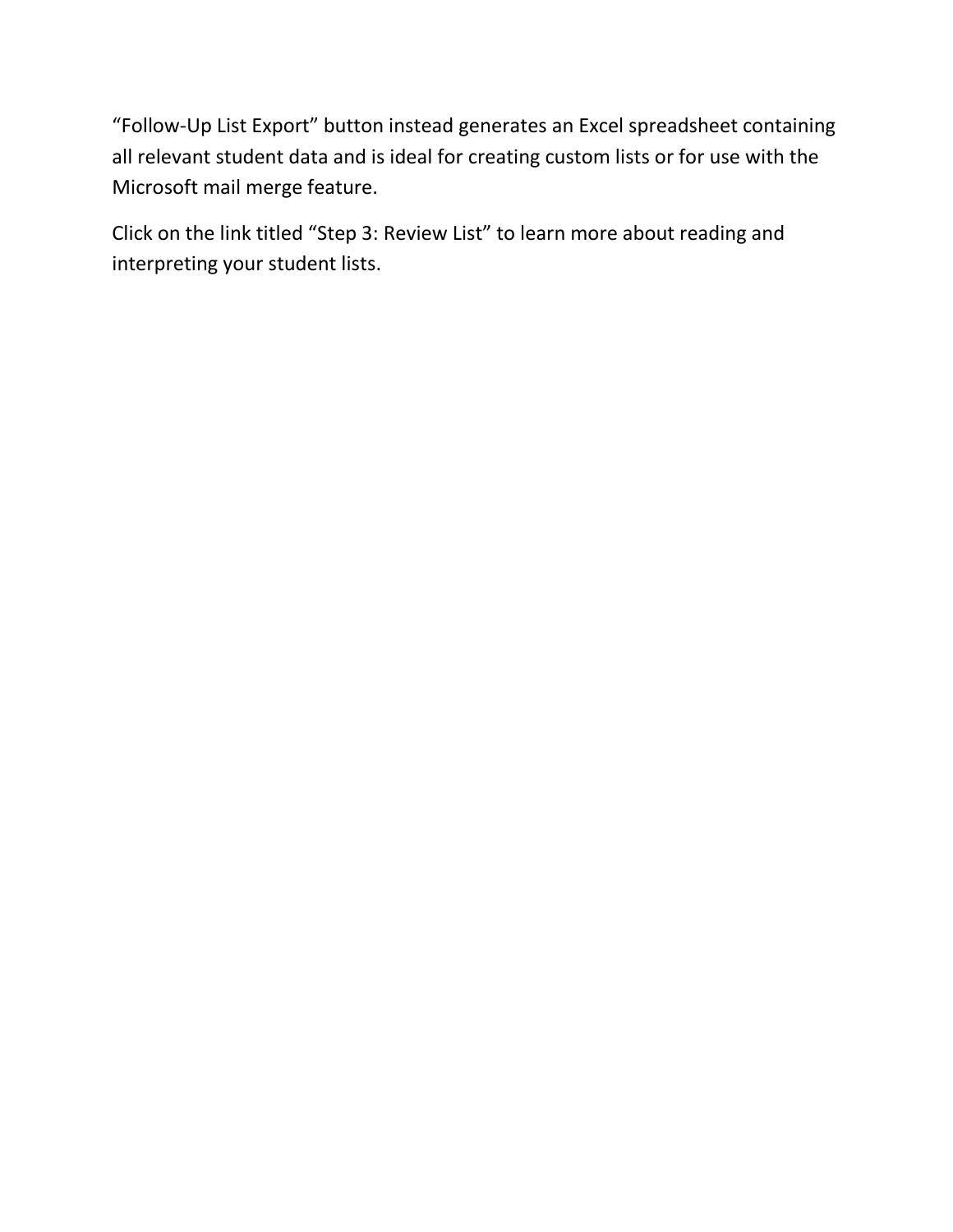“Follow-Up List Export” button instead generates an Excel spreadsheet containing all relevant student data and is ideal for creating custom lists or for use with the Microsoft mail merge feature.

Click on the link titled “Step 3: Review List” to learn more about reading and interpreting your student lists.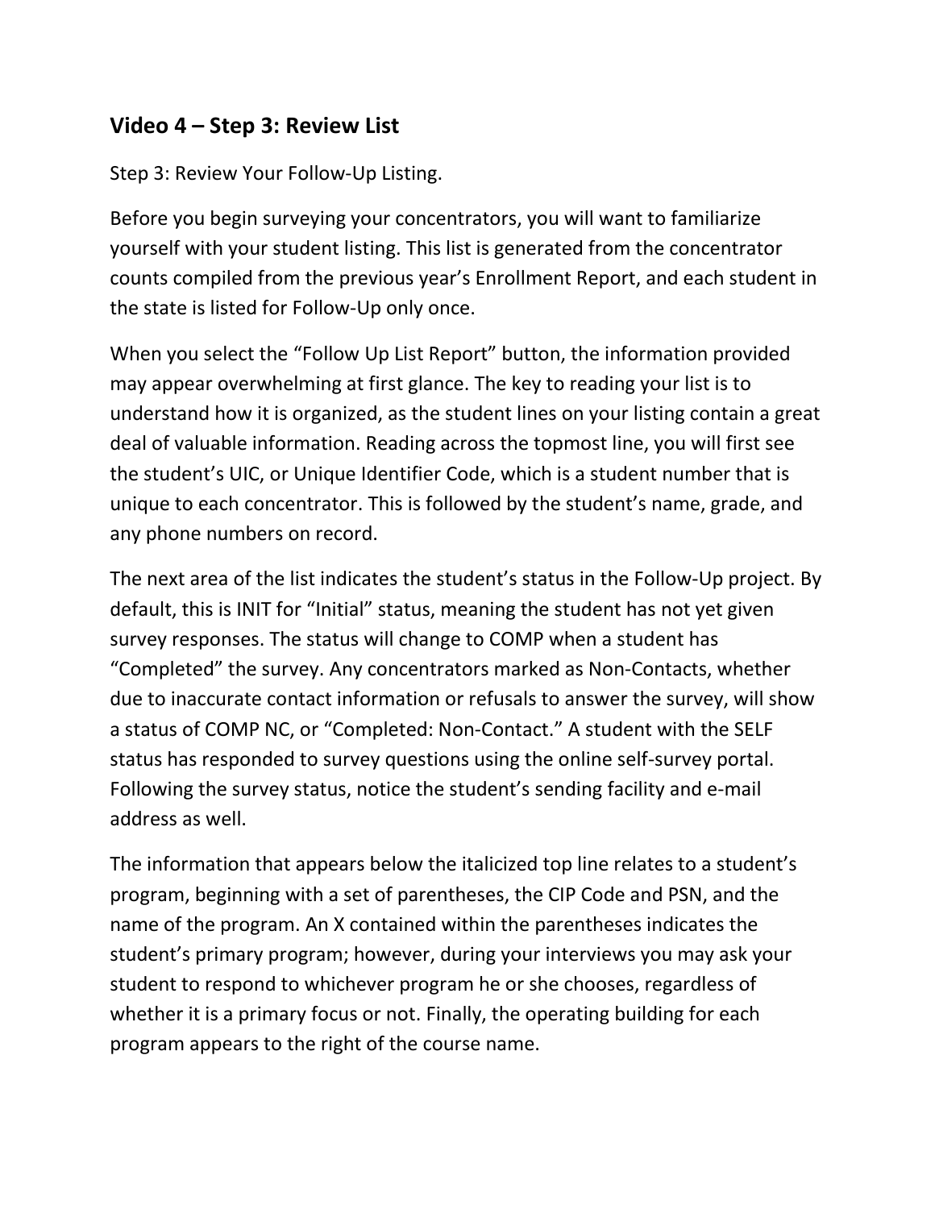## Video 4 – Step 3: Review List

Step 3: Review Your Follow-Up Listing.

Before you begin surveying your concentrators, you will want to familiarize yourself with your student listing. This list is generated from the concentrator counts compiled from the previous year's Enrollment Report, and each student in the state is listed for Follow-Up only once.

When you select the "Follow Up List Report" button, the information provided may appear overwhelming at first glance. The key to reading your list is to understand how it is organized, as the student lines on your listing contain a great deal of valuable information. Reading across the topmost line, you will first see the student's UIC, or Unique Identifier Code, which is a student number that is unique to each concentrator. This is followed by the student's name, grade, and any phone numbers on record.

The next area of the list indicates the student's status in the Follow-Up project. By default, this is INIT for "Initial" status, meaning the student has not yet given survey responses. The status will change to COMP when a student has "Completed" the survey. Any concentrators marked as Non-Contacts, whether due to inaccurate contact information or refusals to answer the survey, will show a status of COMP NC, or "Completed: Non-Contact." A student with the SELF status has responded to survey questions using the online self-survey portal. Following the survey status, notice the student's sending facility and e-mail address as well.

The information that appears below the italicized top line relates to a student's program, beginning with a set of parentheses, the CIP Code and PSN, and the name of the program. An X contained within the parentheses indicates the student's primary program; however, during your interviews you may ask your student to respond to whichever program he or she chooses, regardless of whether it is a primary focus or not. Finally, the operating building for each program appears to the right of the course name.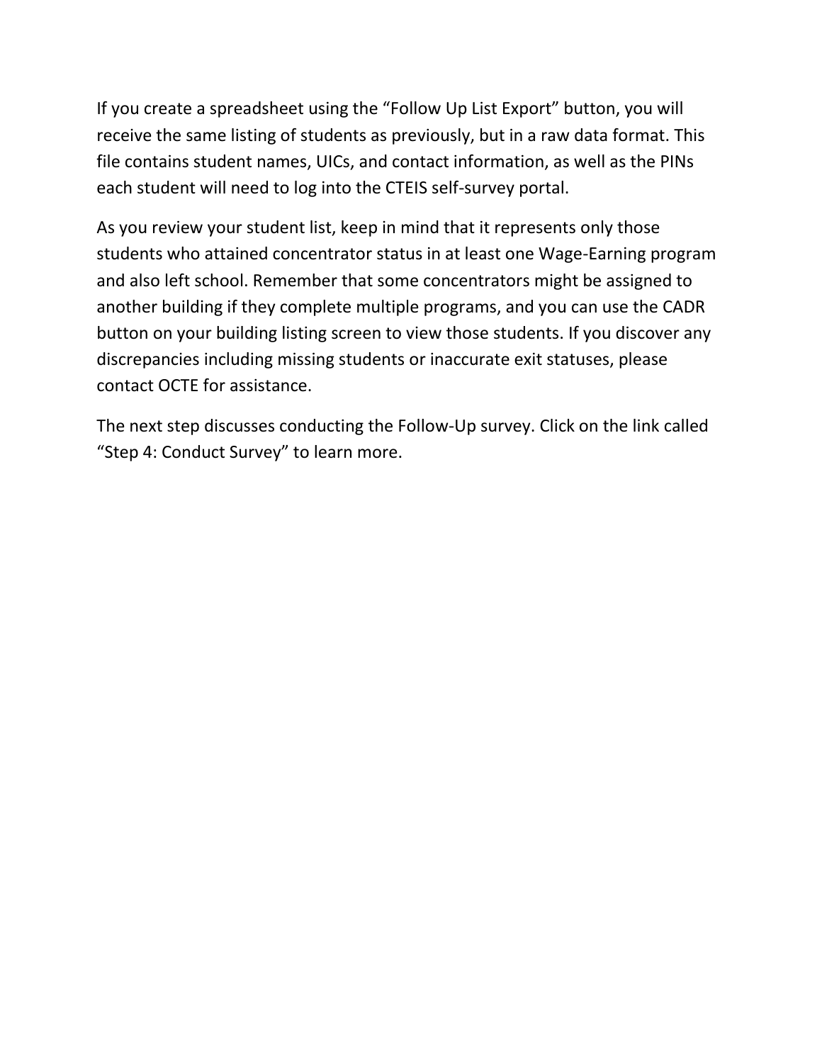If you create a spreadsheet using the “Follow Up List Export” button, you will receive the same listing of students as previously, but in a raw data format. This file contains student names, UICs, and contact information, as well as the PINs each student will need to log into the CTEIS self-survey portal.

As you review your student list, keep in mind that it represents only those students who attained concentrator status in at least one Wage-Earning program and also left school. Remember that some concentrators might be assigned to another building if they complete multiple programs, and you can use the CADR button on your building listing screen to view those students. If you discover any discrepancies including missing students or inaccurate exit statuses, please contact OCTE for assistance.

The next step discusses conducting the Follow-Up survey. Click on the link called “Step 4: Conduct Survey” to learn more.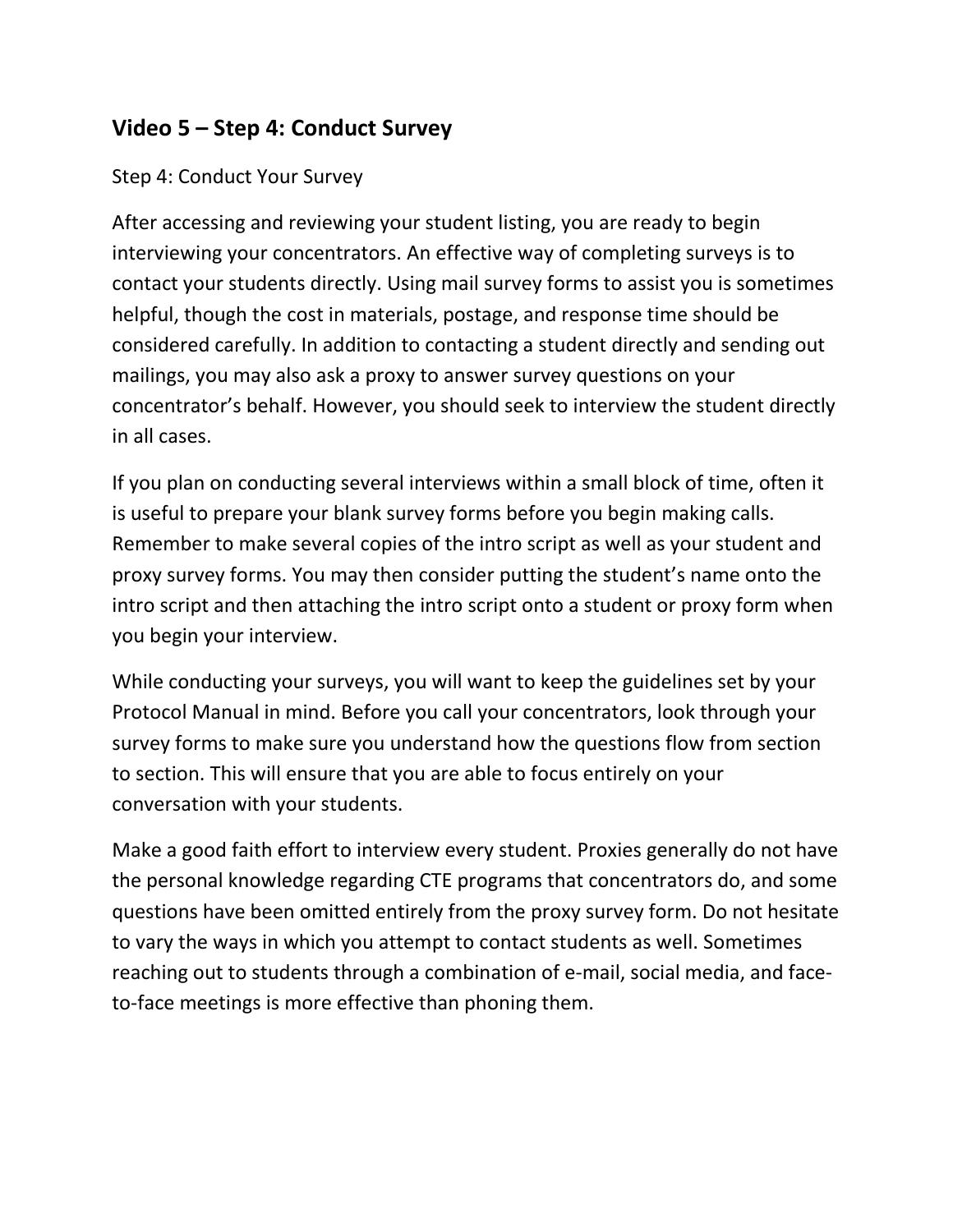## Video 5 – Step 4: Conduct Survey

Step 4: Conduct Your Survey

After accessing and reviewing your student listing, you are ready to begin interviewing your concentrators. An effective way of completing surveys is to contact your students directly. Using mail survey forms to assist you is sometimes helpful, though the cost in materials, postage, and response time should be considered carefully. In addition to contacting a student directly and sending out mailings, you may also ask a proxy to answer survey questions on your concentrator's behalf. However, you should seek to interview the student directly in all cases.

If you plan on conducting several interviews within a small block of time, often it is useful to prepare your blank survey forms before you begin making calls. Remember to make several copies of the intro script as well as your student and proxy survey forms. You may then consider putting the student's name onto the intro script and then attaching the intro script onto a student or proxy form when you begin your interview.

While conducting your surveys, you will want to keep the guidelines set by your Protocol Manual in mind. Before you call your concentrators, look through your survey forms to make sure you understand how the questions flow from section to section. This will ensure that you are able to focus entirely on your conversation with your students.

Make a good faith effort to interview every student. Proxies generally do not have the personal knowledge regarding CTE programs that concentrators do, and some questions have been omitted entirely from the proxy survey form. Do not hesitate to vary the ways in which you attempt to contact students as well. Sometimes reaching out to students through a combination of e-mail, social media, and face-to-face meetings is more effective than phoning them.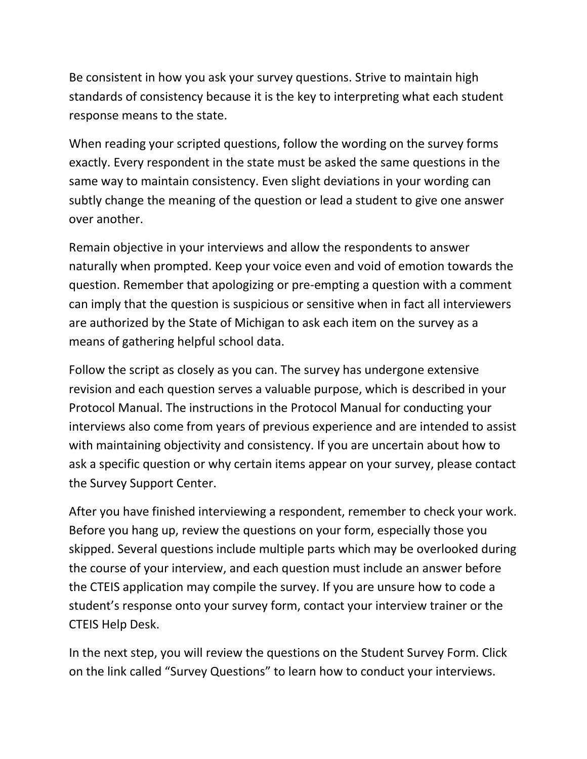Be consistent in how you ask your survey questions. Strive to maintain high standards of consistency because it is the key to interpreting what each student response means to the state.

When reading your scripted questions, follow the wording on the survey forms exactly. Every respondent in the state must be asked the same questions in the same way to maintain consistency. Even slight deviations in your wording can subtly change the meaning of the question or lead a student to give one answer over another.

Remain objective in your interviews and allow the respondents to answer naturally when prompted. Keep your voice even and void of emotion towards the question. Remember that apologizing or pre-empting a question with a comment can imply that the question is suspicious or sensitive when in fact all interviewers are authorized by the State of Michigan to ask each item on the survey as a means of gathering helpful school data.

Follow the script as closely as you can. The survey has undergone extensive revision and each question serves a valuable purpose, which is described in your Protocol Manual. The instructions in the Protocol Manual for conducting your interviews also come from years of previous experience and are intended to assist with maintaining objectivity and consistency. If you are uncertain about how to ask a specific question or why certain items appear on your survey, please contact the Survey Support Center.

After you have finished interviewing a respondent, remember to check your work. Before you hang up, review the questions on your form, especially those you skipped. Several questions include multiple parts which may be overlooked during the course of your interview, and each question must include an answer before the CTEIS application may compile the survey. If you are unsure how to code a student's response onto your survey form, contact your interview trainer or the CTEIS Help Desk.

In the next step, you will review the questions on the Student Survey Form. Click on the link called "Survey Questions" to learn how to conduct your interviews.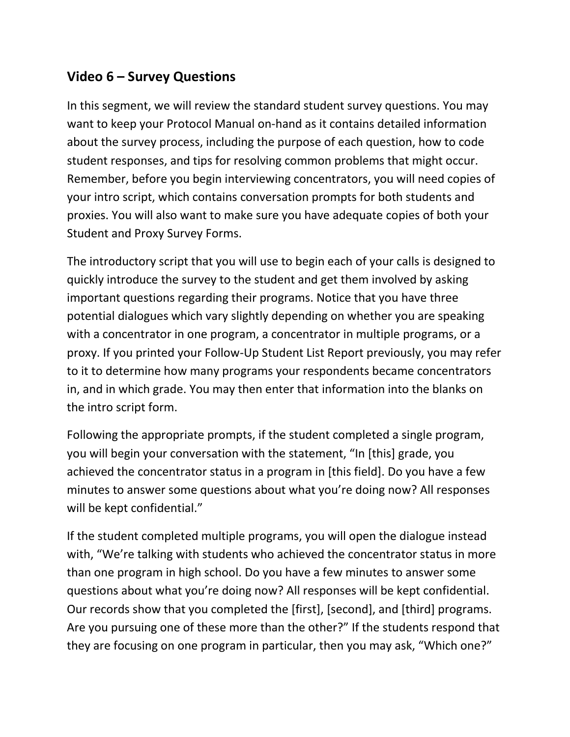## Video 6 – Survey Questions

In this segment, we will review the standard student survey questions. You may want to keep your Protocol Manual on-hand as it contains detailed information about the survey process, including the purpose of each question, how to code student responses, and tips for resolving common problems that might occur. Remember, before you begin interviewing concentrators, you will need copies of your intro script, which contains conversation prompts for both students and proxies. You will also want to make sure you have adequate copies of both your Student and Proxy Survey Forms.

The introductory script that you will use to begin each of your calls is designed to quickly introduce the survey to the student and get them involved by asking important questions regarding their programs. Notice that you have three potential dialogues which vary slightly depending on whether you are speaking with a concentrator in one program, a concentrator in multiple programs, or a proxy. If you printed your Follow-Up Student List Report previously, you may refer to it to determine how many programs your respondents became concentrators in, and in which grade. You may then enter that information into the blanks on the intro script form.

Following the appropriate prompts, if the student completed a single program, you will begin your conversation with the statement, "In [this] grade, you achieved the concentrator status in a program in [this field]. Do you have a few minutes to answer some questions about what you're doing now? All responses will be kept confidential."

If the student completed multiple programs, you will open the dialogue instead with, "We're talking with students who achieved the concentrator status in more than one program in high school. Do you have a few minutes to answer some questions about what you're doing now? All responses will be kept confidential. Our records show that you completed the [first], [second], and [third] programs. Are you pursuing one of these more than the other?" If the students respond that they are focusing on one program in particular, then you may ask, "Which one?"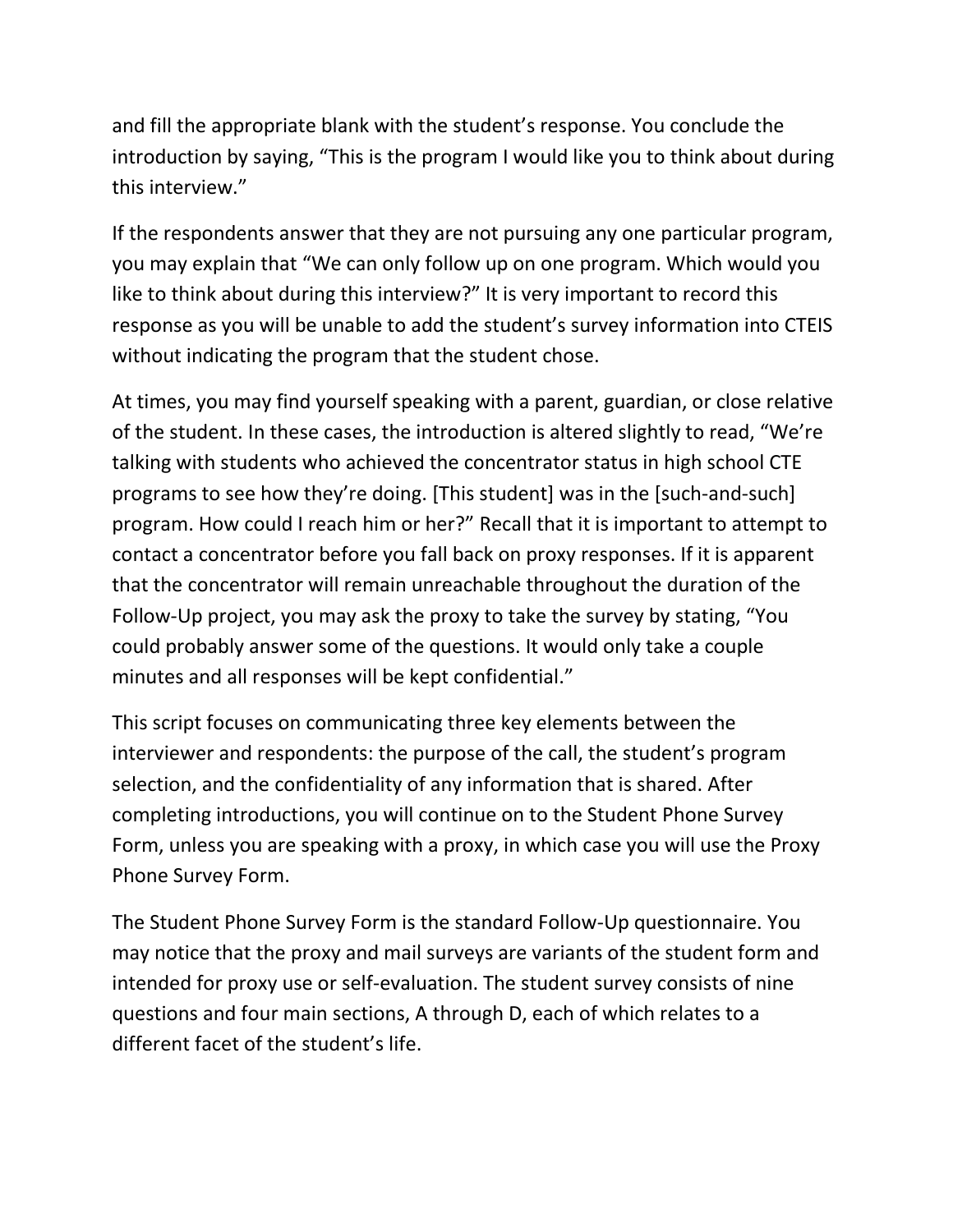and fill the appropriate blank with the student's response. You conclude the introduction by saying, "This is the program I would like you to think about during this interview."

If the respondents answer that they are not pursuing any one particular program, you may explain that "We can only follow up on one program. Which would you like to think about during this interview?" It is very important to record this response as you will be unable to add the student's survey information into CTEIS without indicating the program that the student chose.

At times, you may find yourself speaking with a parent, guardian, or close relative of the student. In these cases, the introduction is altered slightly to read, "We're talking with students who achieved the concentrator status in high school CTE programs to see how they're doing. [This student] was in the [such-and-such] program. How could I reach him or her?" Recall that it is important to attempt to contact a concentrator before you fall back on proxy responses. If it is apparent that the concentrator will remain unreachable throughout the duration of the Follow-Up project, you may ask the proxy to take the survey by stating, "You could probably answer some of the questions. It would only take a couple minutes and all responses will be kept confidential."

This script focuses on communicating three key elements between the interviewer and respondents: the purpose of the call, the student's program selection, and the confidentiality of any information that is shared. After completing introductions, you will continue on to the Student Phone Survey Form, unless you are speaking with a proxy, in which case you will use the Proxy Phone Survey Form.

The Student Phone Survey Form is the standard Follow-Up questionnaire. You may notice that the proxy and mail surveys are variants of the student form and intended for proxy use or self-evaluation. The student survey consists of nine questions and four main sections, A through D, each of which relates to a different facet of the student's life.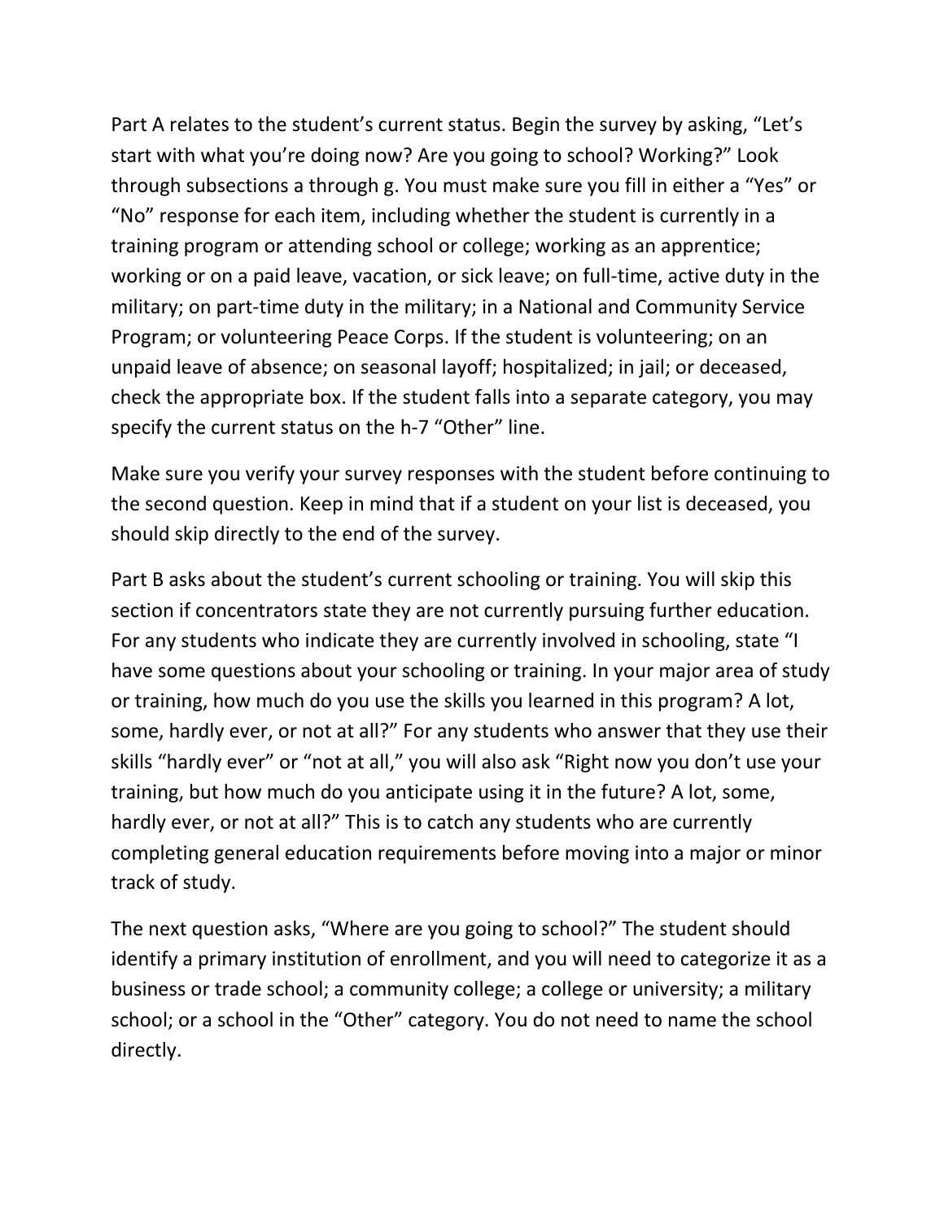Part A relates to the student's current status. Begin the survey by asking, "Let's start with what you're doing now? Are you going to school? Working?" Look through subsections a through g. You must make sure you fill in either a "Yes" or "No" response for each item, including whether the student is currently in a training program or attending school or college; working as an apprentice; working or on a paid leave, vacation, or sick leave; on full-time, active duty in the military; on part-time duty in the military; in a National and Community Service Program; or volunteering Peace Corps. If the student is volunteering; on an unpaid leave of absence; on seasonal layoff; hospitalized; in jail; or deceased, check the appropriate box. If the student falls into a separate category, you may specify the current status on the h-7 "Other" line.

Make sure you verify your survey responses with the student before continuing to the second question. Keep in mind that if a student on your list is deceased, you should skip directly to the end of the survey.

Part B asks about the student's current schooling or training. You will skip this section if concentrators state they are not currently pursuing further education. For any students who indicate they are currently involved in schooling, state "I have some questions about your schooling or training. In your major area of study or training, how much do you use the skills you learned in this program? A lot, some, hardly ever, or not at all?" For any students who answer that they use their skills "hardly ever" or "not at all," you will also ask "Right now you don't use your training, but how much do you anticipate using it in the future? A lot, some, hardly ever, or not at all?" This is to catch any students who are currently completing general education requirements before moving into a major or minor track of study.

The next question asks, "Where are you going to school?" The student should identify a primary institution of enrollment, and you will need to categorize it as a business or trade school; a community college; a college or university; a military school; or a school in the "Other" category. You do not need to name the school directly.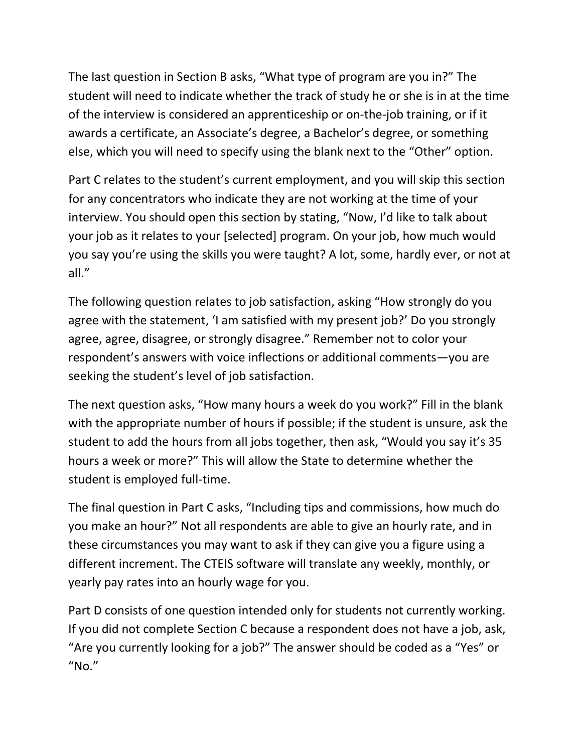The last question in Section B asks, "What type of program are you in?" The student will need to indicate whether the track of study he or she is in at the time of the interview is considered an apprenticeship or on-the-job training, or if it awards a certificate, an Associate's degree, a Bachelor's degree, or something else, which you will need to specify using the blank next to the "Other" option.

Part C relates to the student's current employment, and you will skip this section for any concentrators who indicate they are not working at the time of your interview. You should open this section by stating, "Now, I'd like to talk about your job as it relates to your [selected] program. On your job, how much would you say you're using the skills you were taught? A lot, some, hardly ever, or not at all."

The following question relates to job satisfaction, asking "How strongly do you agree with the statement, 'I am satisfied with my present job?' Do you strongly agree, agree, disagree, or strongly disagree." Remember not to color your respondent's answers with voice inflections or additional comments—you are seeking the student's level of job satisfaction.

The next question asks, "How many hours a week do you work?" Fill in the blank with the appropriate number of hours if possible; if the student is unsure, ask the student to add the hours from all jobs together, then ask, "Would you say it's 35 hours a week or more?" This will allow the State to determine whether the student is employed full-time.

The final question in Part C asks, "Including tips and commissions, how much do you make an hour?" Not all respondents are able to give an hourly rate, and in these circumstances you may want to ask if they can give you a figure using a different increment. The CTEIS software will translate any weekly, monthly, or yearly pay rates into an hourly wage for you.

Part D consists of one question intended only for students not currently working. If you did not complete Section C because a respondent does not have a job, ask, "Are you currently looking for a job?" The answer should be coded as a "Yes" or "No."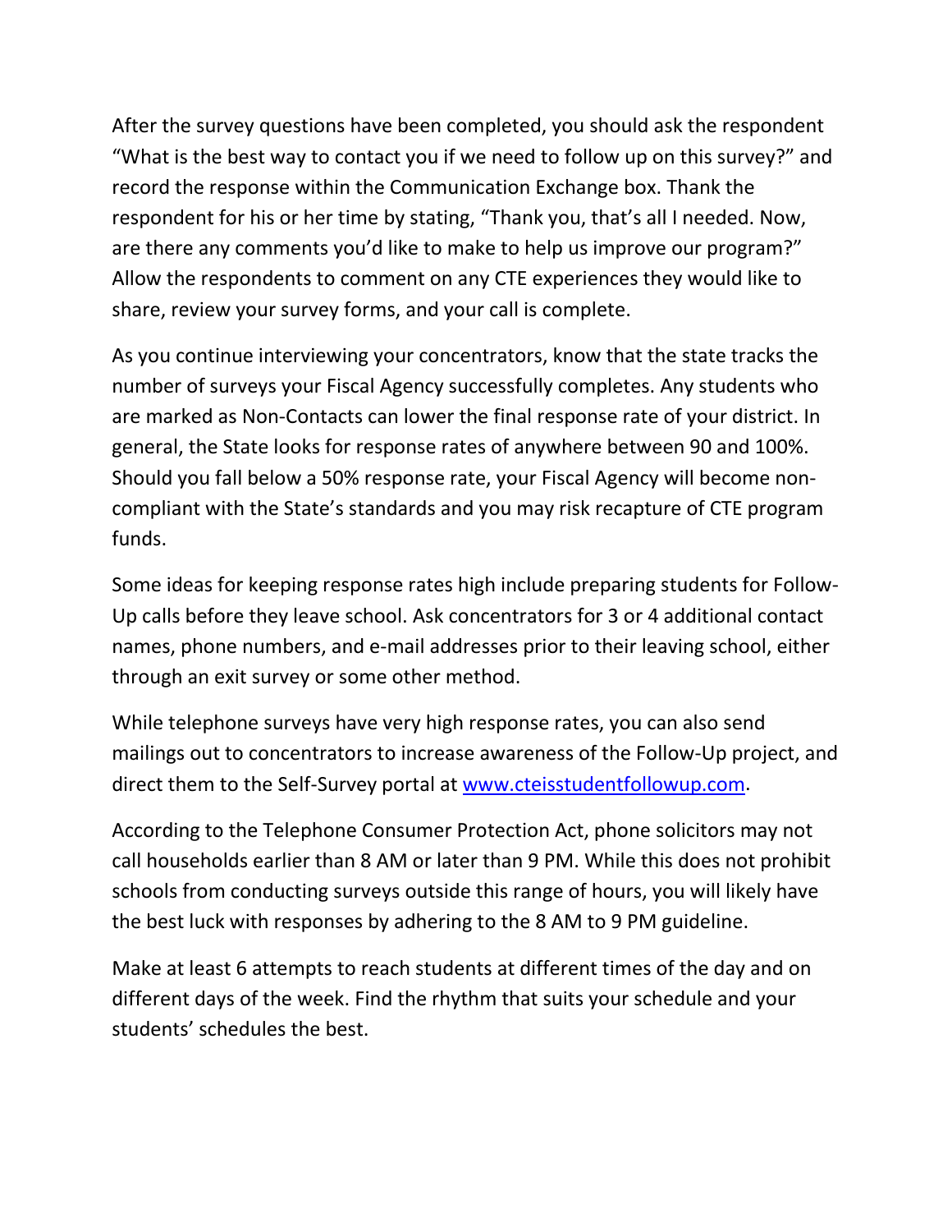After the survey questions have been completed, you should ask the respondent "What is the best way to contact you if we need to follow up on this survey?" and record the response within the Communication Exchange box. Thank the respondent for his or her time by stating, "Thank you, that's all I needed. Now, are there any comments you'd like to make to help us improve our program?" Allow the respondents to comment on any CTE experiences they would like to share, review your survey forms, and your call is complete.

As you continue interviewing your concentrators, know that the state tracks the number of surveys your Fiscal Agency successfully completes. Any students who are marked as Non-Contacts can lower the final response rate of your district. In general, the State looks for response rates of anywhere between 90 and 100%. Should you fall below a 50% response rate, your Fiscal Agency will become non-compliant with the State's standards and you may risk recapture of CTE program funds.

Some ideas for keeping response rates high include preparing students for Follow-Up calls before they leave school. Ask concentrators for 3 or 4 additional contact names, phone numbers, and e-mail addresses prior to their leaving school, either through an exit survey or some other method.

While telephone surveys have very high response rates, you can also send mailings out to concentrators to increase awareness of the Follow-Up project, and direct them to the Self-Survey portal at [www.cteisstudentfollowup.com](http://www.cteisstudentfollowup.com).

According to the Telephone Consumer Protection Act, phone solicitors may not call households earlier than 8 AM or later than 9 PM. While this does not prohibit schools from conducting surveys outside this range of hours, you will likely have the best luck with responses by adhering to the 8 AM to 9 PM guideline.

Make at least 6 attempts to reach students at different times of the day and on different days of the week. Find the rhythm that suits your schedule and your students' schedules the best.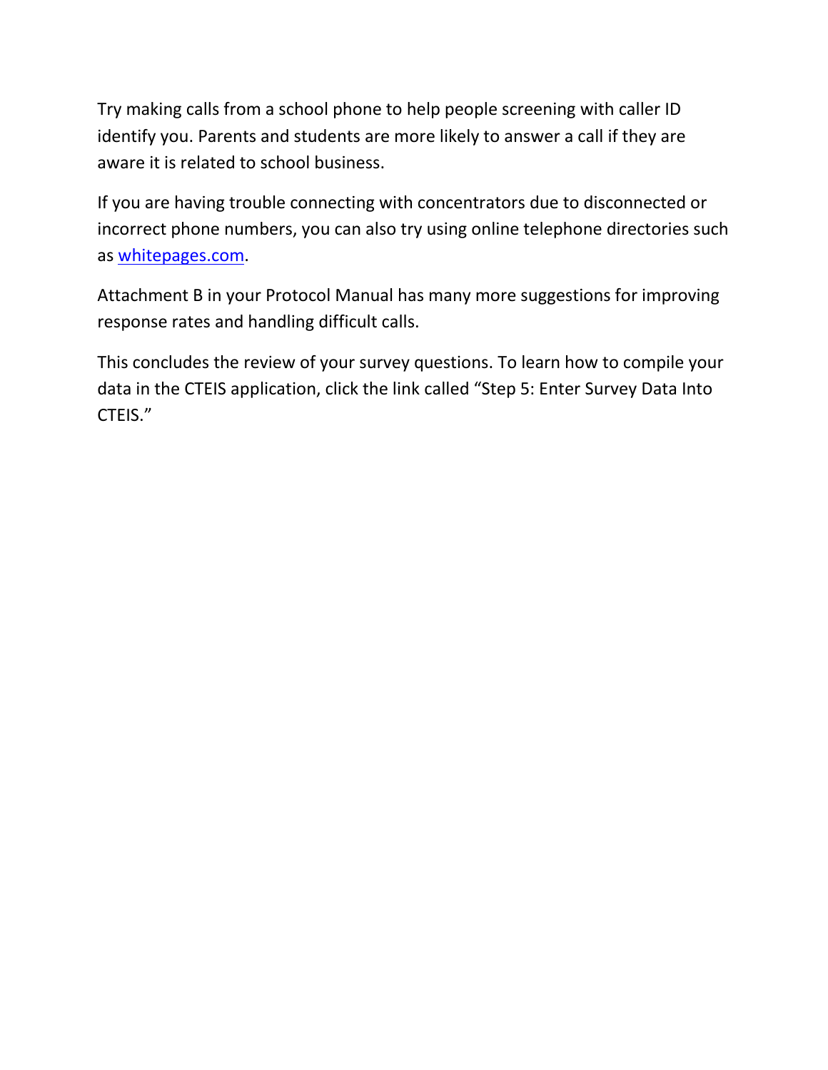Try making calls from a school phone to help people screening with caller ID identify you. Parents and students are more likely to answer a call if they are aware it is related to school business.

If you are having trouble connecting with concentrators due to disconnected or incorrect phone numbers, you can also try using online telephone directories such as [whitepages.com](http://whitepages.com).

Attachment B in your Protocol Manual has many more suggestions for improving response rates and handling difficult calls.

This concludes the review of your survey questions. To learn how to compile your data in the CTEIS application, click the link called "Step 5: Enter Survey Data Into CTEIS."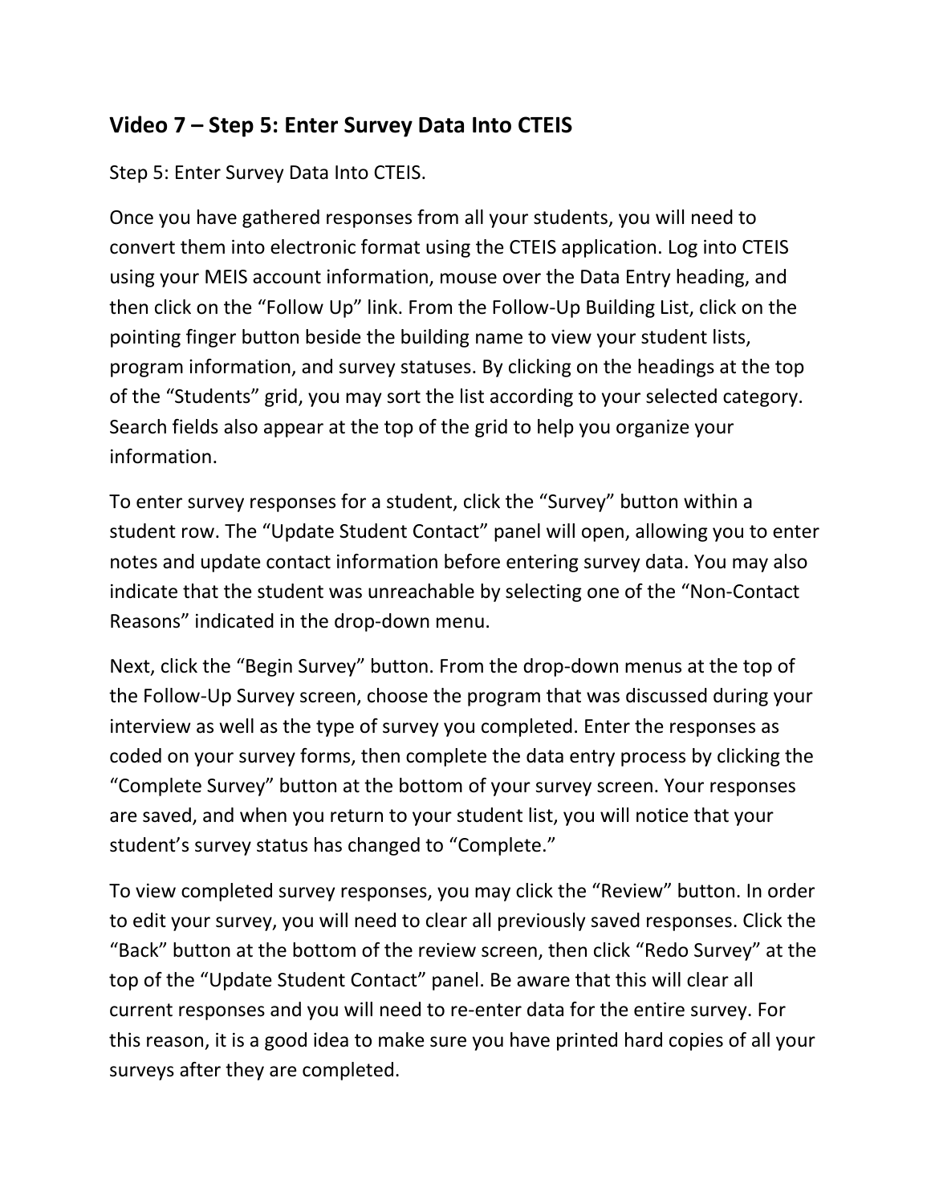## Video 7 – Step 5: Enter Survey Data Into CTEIS

Step 5: Enter Survey Data Into CTEIS.

Once you have gathered responses from all your students, you will need to convert them into electronic format using the CTEIS application. Log into CTEIS using your MEIS account information, mouse over the Data Entry heading, and then click on the "Follow Up" link. From the Follow-Up Building List, click on the pointing finger button beside the building name to view your student lists, program information, and survey statuses. By clicking on the headings at the top of the "Students" grid, you may sort the list according to your selected category. Search fields also appear at the top of the grid to help you organize your information.

To enter survey responses for a student, click the "Survey" button within a student row. The "Update Student Contact" panel will open, allowing you to enter notes and update contact information before entering survey data. You may also indicate that the student was unreachable by selecting one of the "Non-Contact Reasons" indicated in the drop-down menu.

Next, click the "Begin Survey" button. From the drop-down menus at the top of the Follow-Up Survey screen, choose the program that was discussed during your interview as well as the type of survey you completed. Enter the responses as coded on your survey forms, then complete the data entry process by clicking the "Complete Survey" button at the bottom of your survey screen. Your responses are saved, and when you return to your student list, you will notice that your student's survey status has changed to "Complete."

To view completed survey responses, you may click the "Review" button. In order to edit your survey, you will need to clear all previously saved responses. Click the "Back" button at the bottom of the review screen, then click "Redo Survey" at the top of the "Update Student Contact" panel. Be aware that this will clear all current responses and you will need to re-enter data for the entire survey. For this reason, it is a good idea to make sure you have printed hard copies of all your surveys after they are completed.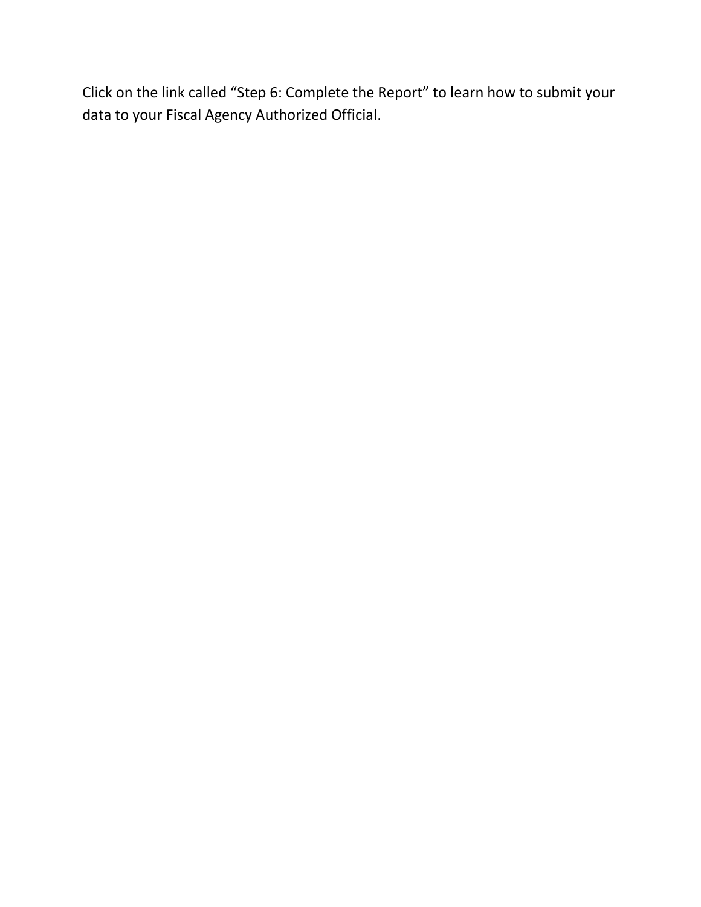Click on the link called “Step 6: Complete the Report” to learn how to submit your data to your Fiscal Agency Authorized Official.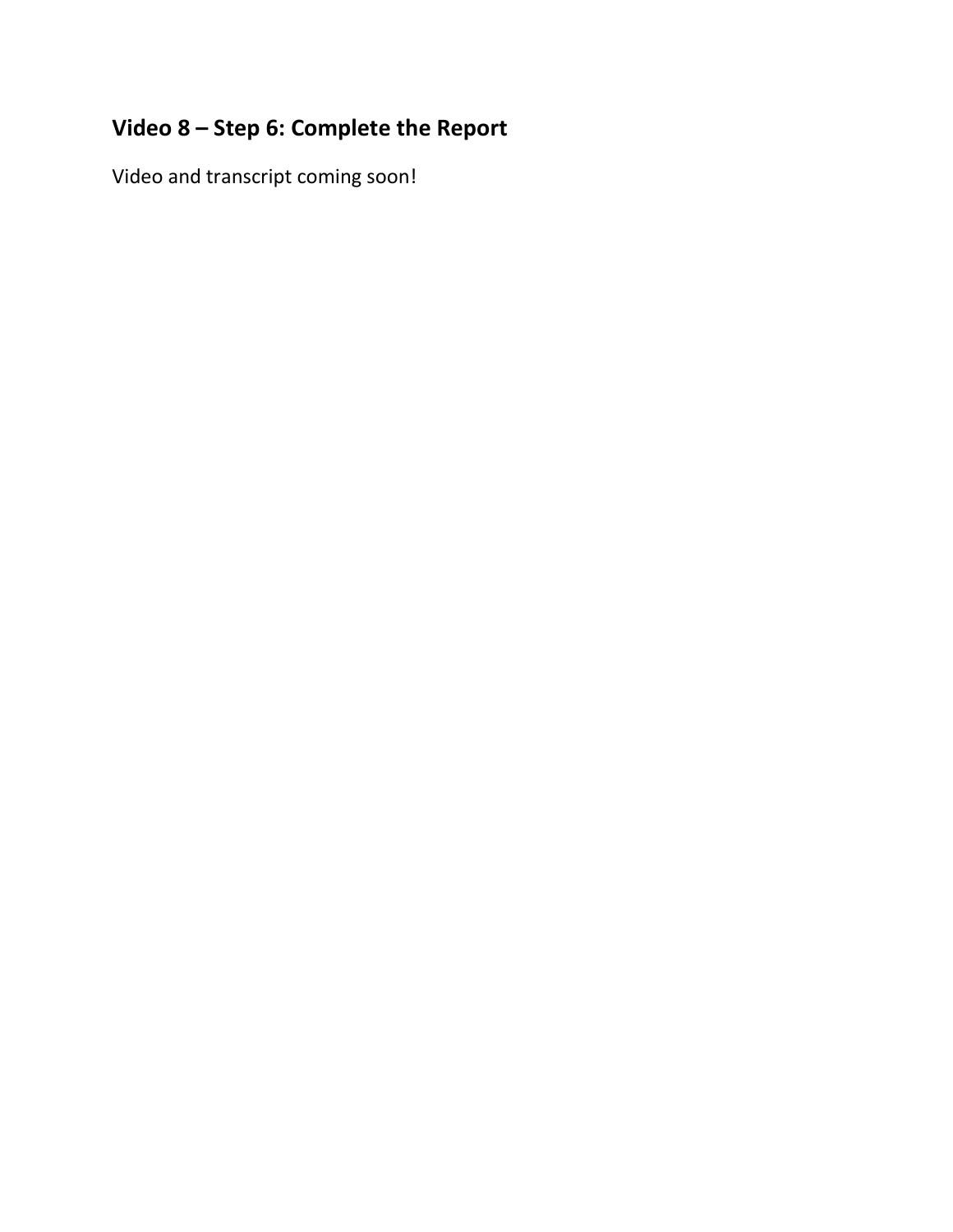## Video 8 – Step 6: Complete the Report

Video and transcript coming soon!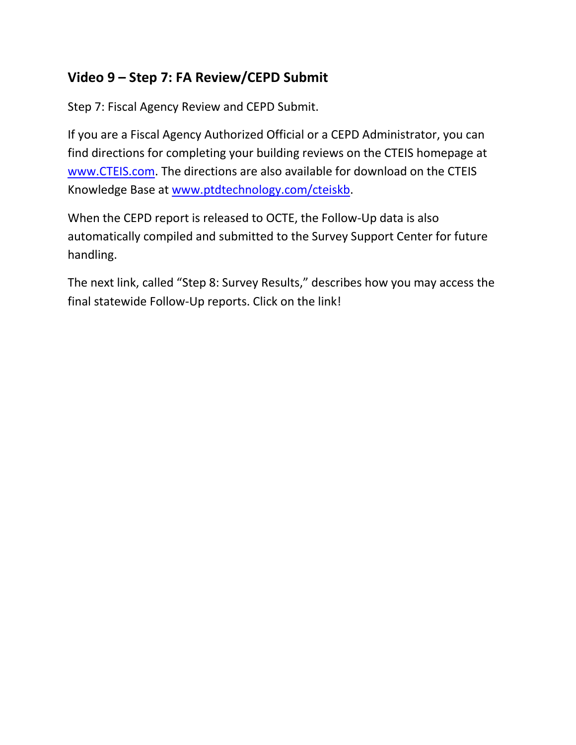## Video 9 – Step 7: FA Review/CEPD Submit

Step 7: Fiscal Agency Review and CEPD Submit.

If you are a Fiscal Agency Authorized Official or a CEPD Administrator, you can find directions for completing your building reviews on the CTEIS homepage at [www.CTEIS.com](www.CTEIS.com). The directions are also available for download on the CTEIS Knowledge Base at [www.ptdtechnology.com/cteiskb](www.ptdtechnology.com/cteiskb).

When the CEPD report is released to OCTE, the Follow-Up data is also automatically compiled and submitted to the Survey Support Center for future handling.

The next link, called “Step 8: Survey Results,” describes how you may access the final statewide Follow-Up reports. Click on the link!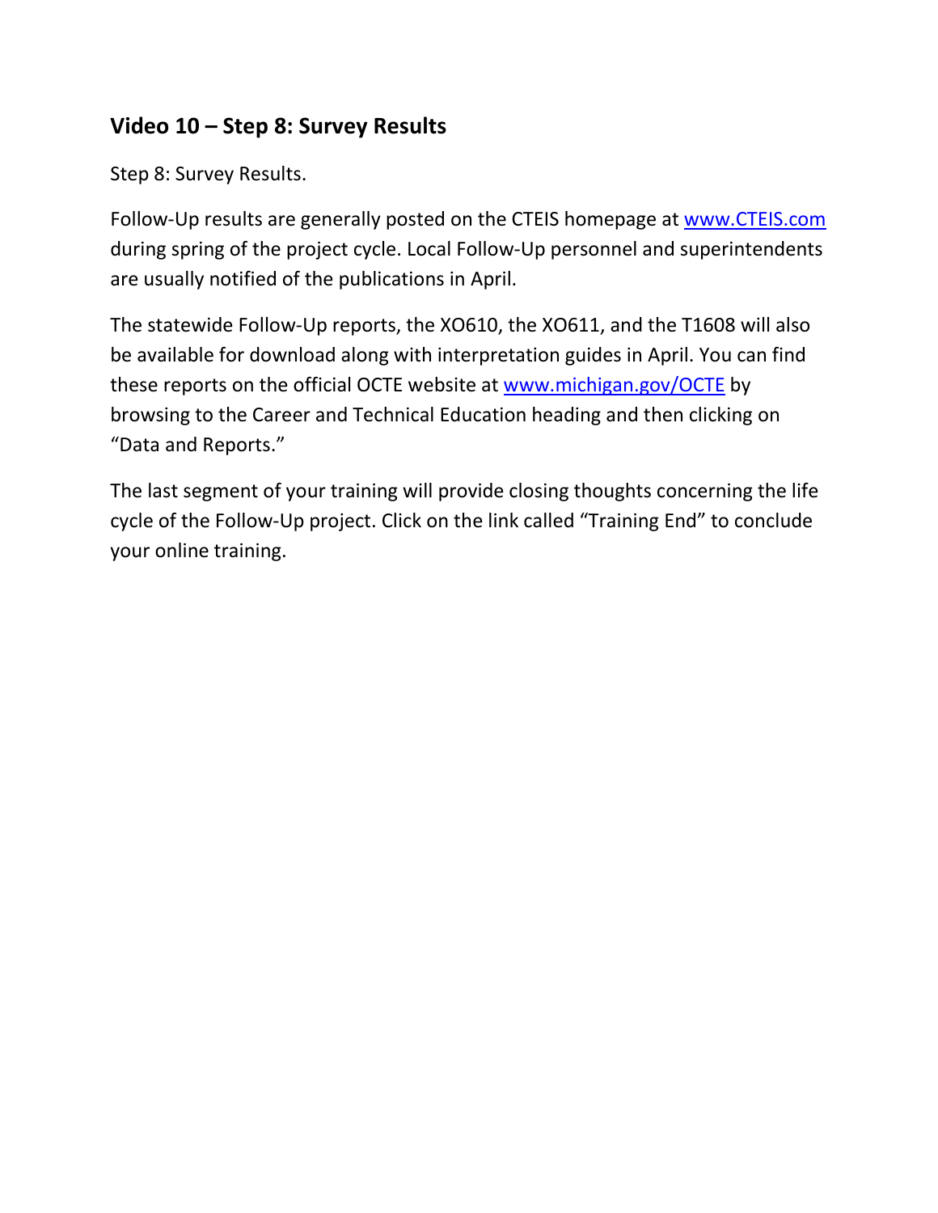## Video 10 – Step 8: Survey Results

Step 8: Survey Results.

Follow-Up results are generally posted on the CTEIS homepage at [www.CTEIS.com](http://www.CTEIS.com) during spring of the project cycle. Local Follow-Up personnel and superintendents are usually notified of the publications in April.

The statewide Follow-Up reports, the XO610, the XO611, and the T1608 will also be available for download along with interpretation guides in April. You can find these reports on the official OCTE website at [www.michigan.gov/OCTE](http://www.michigan.gov/OCTE) by browsing to the Career and Technical Education heading and then clicking on "Data and Reports."

The last segment of your training will provide closing thoughts concerning the life cycle of the Follow-Up project. Click on the link called "Training End" to conclude your online training.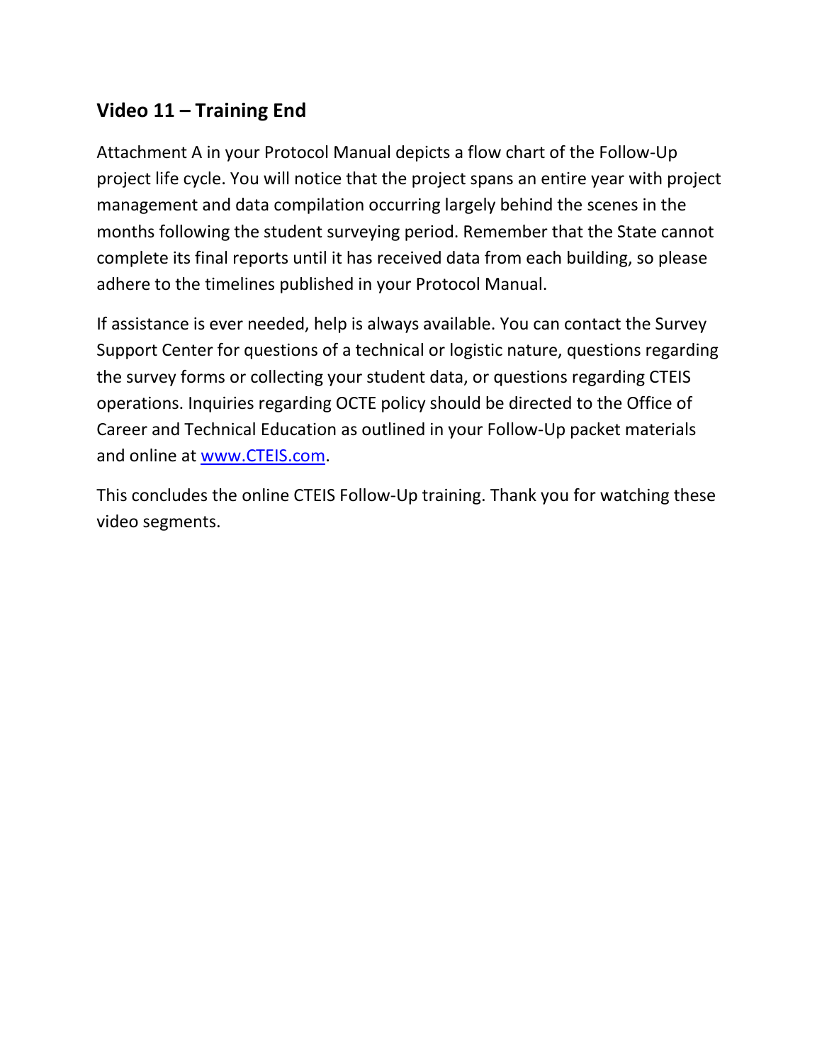## Video 11 – Training End

Attachment A in your Protocol Manual depicts a flow chart of the Follow-Up project life cycle. You will notice that the project spans an entire year with project management and data compilation occurring largely behind the scenes in the months following the student surveying period. Remember that the State cannot complete its final reports until it has received data from each building, so please adhere to the timelines published in your Protocol Manual.

If assistance is ever needed, help is always available. You can contact the Survey Support Center for questions of a technical or logistic nature, questions regarding the survey forms or collecting your student data, or questions regarding CTEIS operations. Inquiries regarding OCTE policy should be directed to the Office of Career and Technical Education as outlined in your Follow-Up packet materials and online at [www.CTEIS.com](http://www.CTEIS.com).

This concludes the online CTEIS Follow-Up training. Thank you for watching these video segments.